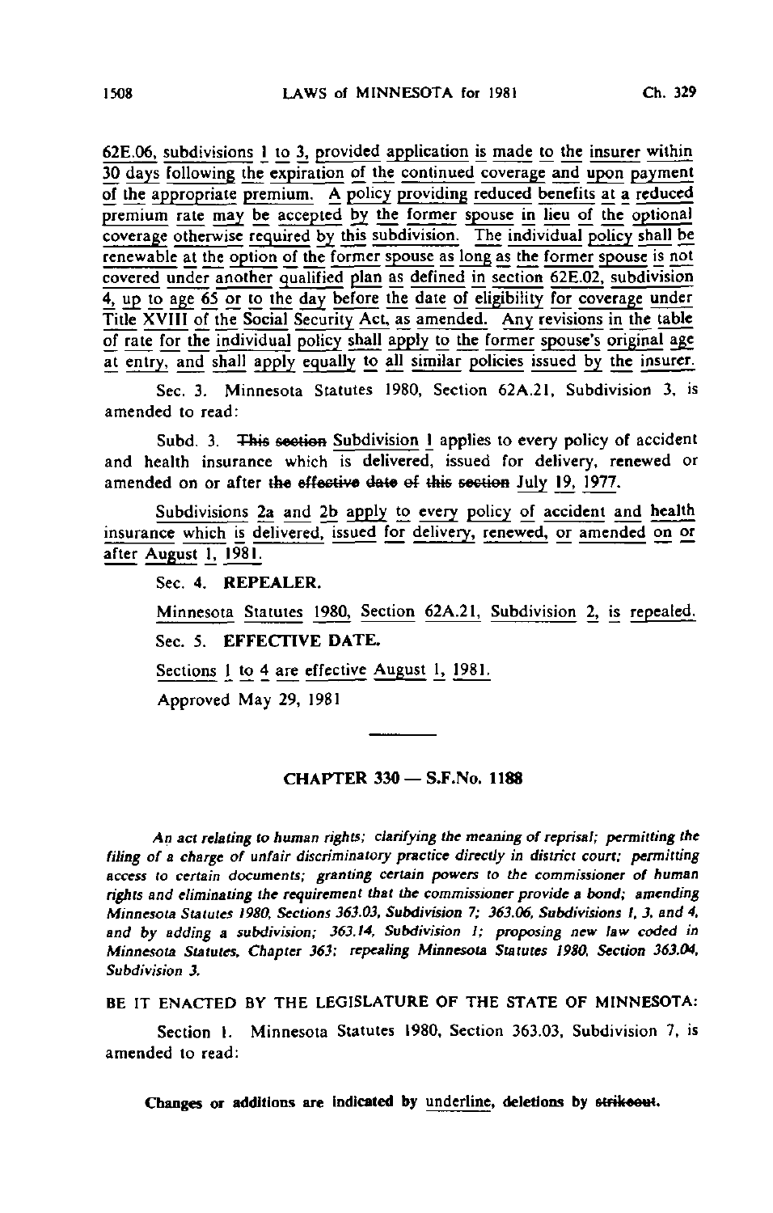62E.06, subdivisions 1 to 3, provided application is made to the insurer within 30 days following the expiration of the continued coverage and upon payment of the appropriate premium. A policy providing reduced benefits at a reduced premium rate may be accepted by the former spouse in lieu of the optional coverage otherwise required by this subdivision. The individual policy shall be renewable at the option of the former spouse as long as the former spouse is not covered under another qualified plan as defined in section 62E.02, subdivision 4, up to age 65 or to the day before the date of eligibility for coverage under Title XVIII of the Social Security Act, as amended. Any revisions in the table of rate for the individual policy shall apply to the former spouse's original age at entry, and shall apply equally to all similar policies issued by the insurer.

Sec. 3. Minnesota Statutes 1980, Section 62A.21, Subdivision 3, is amended to read:

Subd. 3. ~~This section~~ Subdivision 1 applies to every policy of accident and health insurance which is delivered, issued for delivery, renewed or amended on or after ~~the effective date of this section~~ July 19, 1977.

Subdivisions 2a and 2b apply to every policy of accident and health insurance which is delivered, issued for delivery, renewed, or amended on or after August 1, 1981.

Sec. 4. **REPEALER.**

Minnesota Statutes 1980, Section 62A.21, Subdivision 2, is repealed.

Sec. 5. **EFFECTIVE DATE.**

Sections 1 to 4 are effective August 1, 1981.

Approved May 29, 1981

## CHAPTER 330 — S.F.No. 1188

*An act relating to human rights; clarifying the meaning of reprisal; permitting the filing of a charge of unfair discriminatory practice directly in district court; permitting access to certain documents; granting certain powers to the commissioner of human rights and eliminating the requirement that the commissioner provide a bond; amending Minnesota Statutes 1980, Sections 363.03, Subdivision 7; 363.06, Subdivisions 1, 3, and 4, and by adding a subdivision; 363.14, Subdivision 1; proposing new law coded in Minnesota Statutes, Chapter 363; repealing Minnesota Statutes 1980, Section 363.04, Subdivision 3.*

BE IT ENACTED BY THE LEGISLATURE OF THE STATE OF MINNESOTA:

Section 1. Minnesota Statutes 1980, Section 363.03, Subdivision 7, is amended to read:

**Changes or additions are indicated by underline, deletions by ~~strikeout~~.**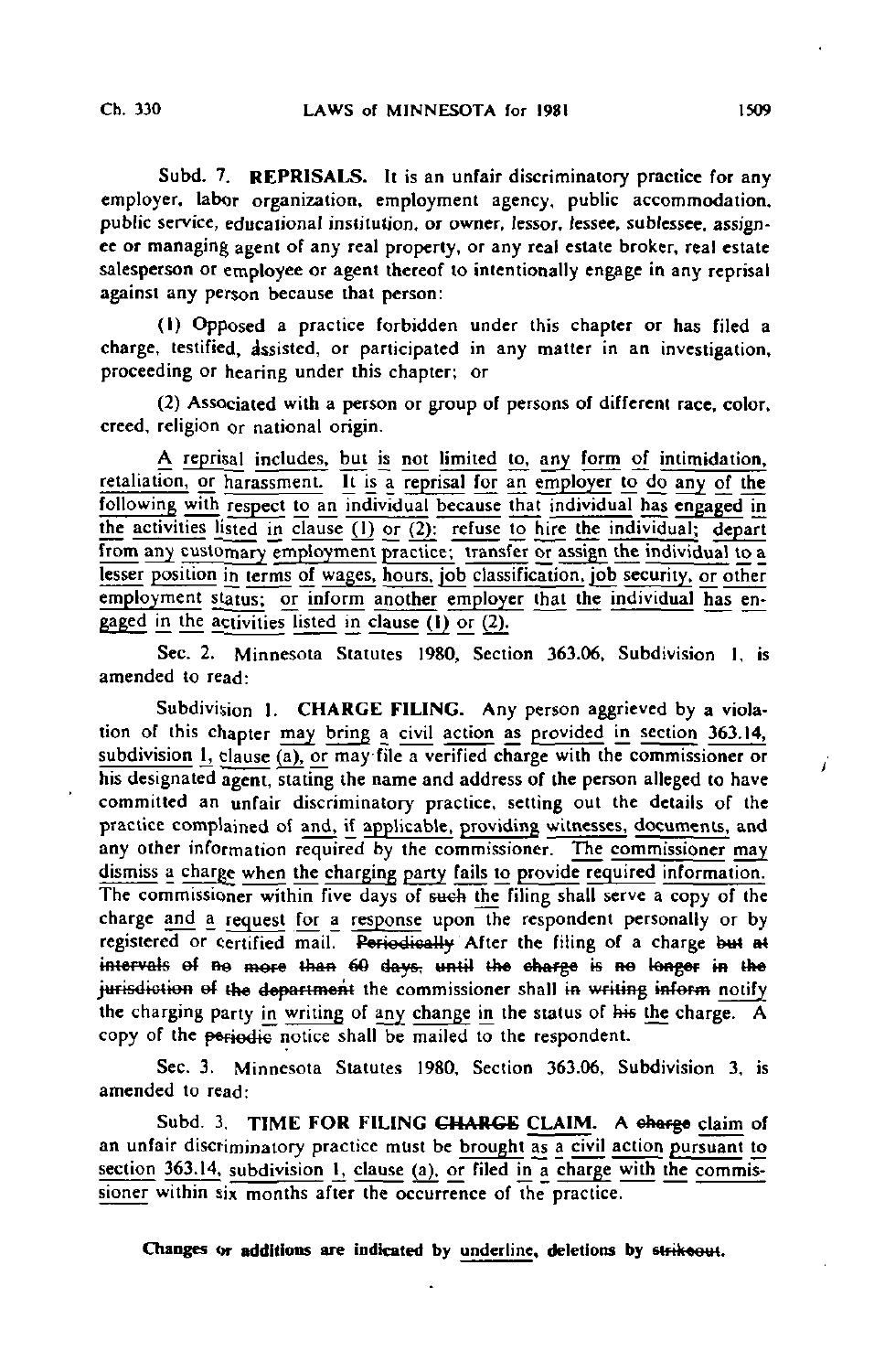Subd. 7. **REPRISALS.** It is an unfair discriminatory practice for any employer, labor organization, employment agency, public accommodation, public service, educational institution, or owner, lessor, lessee, sublessee, assignee or managing agent of any real property, or any real estate broker, real estate salesperson or employee or agent thereof to intentionally engage in any reprisal against any person because that person:

(1) Opposed a practice forbidden under this chapter or has filed a charge, testified, assisted, or participated in any matter in an investigation, proceeding or hearing under this chapter; or

(2) Associated with a person or group of persons of different race, color, creed, religion or national origin.

<u>A reprisal includes, but is not limited to, any form of intimidation, retaliation, or harassment. It is a reprisal for an employer to do any of the following with respect to an individual because that individual has engaged in the activities listed in clause (1) or (2): refuse to hire the individual; depart from any customary employment practice; transfer or assign the individual to a lesser position in terms of wages, hours, job classification, job security, or other employment status; or inform another employer that the individual has engaged in the activities listed in clause (1) or (2).</u>

Sec. 2. Minnesota Statutes 1980, Section 363.06, Subdivision 1, is amended to read:

Subdivision 1. **CHARGE FILING.** Any person aggrieved by a violation of this chapter <u>may bring a civil action as provided in section 363.14, subdivision 1, clause (a), or</u> may file a verified charge with the commissioner or his designated agent, stating the name and address of the person alleged to have committed an unfair discriminatory practice, setting out the details of the practice complained of <u>and, if applicable, providing</u> witnesses, <u>documents,</u> and any other information required by the commissioner. <u>The commissioner may dismiss a charge when the charging party fails to provide required information.</u> The commissioner within five days of ~~such~~ <u>the</u> filing shall serve a copy of the charge <u>and a request for a response</u> upon the respondent personally or by registered or certified mail. ~~Periodically~~ After the filing of a charge ~~but at intervals of no more than 60 days, until the charge is no longer in the jurisdiction of the department~~ the commissioner shall ~~in writing inform~~ <u>notify</u> the charging party <u>in writing</u> of <u>any change in</u> the status of ~~his~~ <u>the</u> charge. A copy of the ~~periodic~~ notice shall be mailed to the respondent.

Sec. 3. Minnesota Statutes 1980, Section 363.06, Subdivision 3, is amended to read:

Subd. 3. **TIME FOR FILING ~~CHARGE~~ <u>CLAIM</u>.** A ~~charge~~ <u>claim</u> of an unfair discriminatory practice must be <u>brought as a civil action pursuant to section 363.14, subdivision 1, clause (a), or</u> filed <u>in a charge with the commissioner</u> within six months after the occurrence of the practice.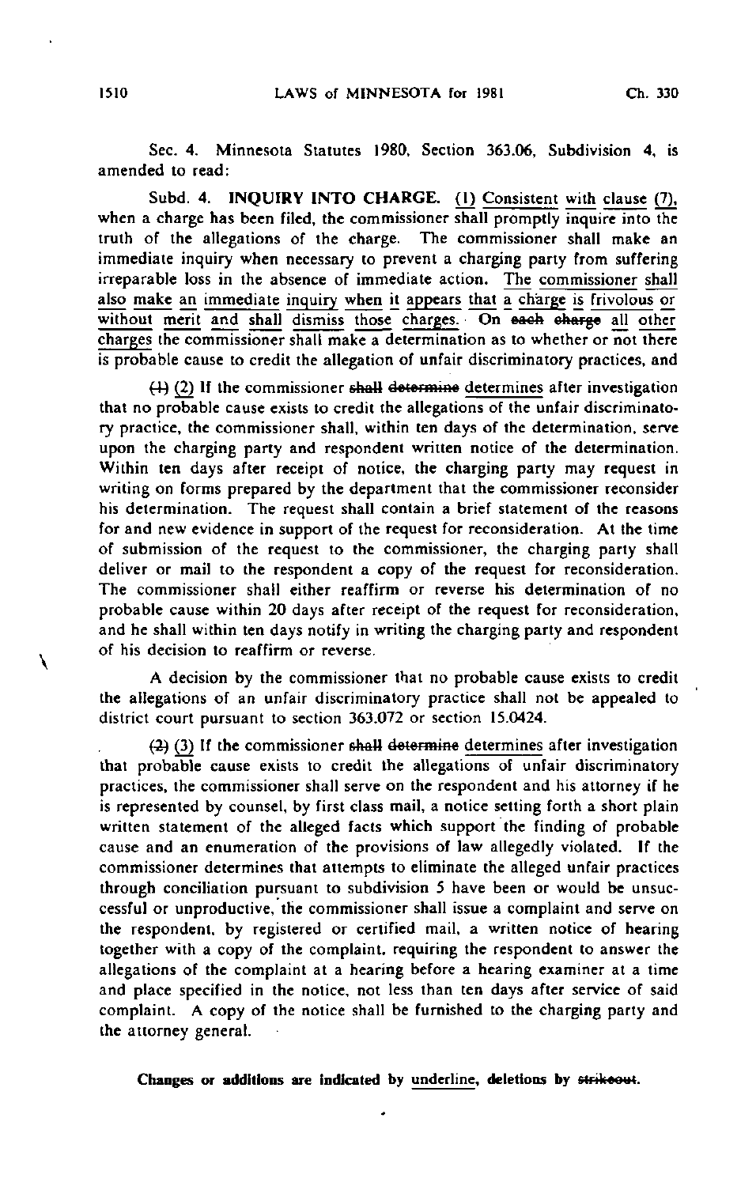Sec. 4. Minnesota Statutes 1980, Section 363.06, Subdivision 4, is amended to read:

Subd. 4. **INQUIRY INTO CHARGE.** <u>(1) Consistent with clause (7),</u> when a charge has been filed, the commissioner shall promptly inquire into the truth of the allegations of the charge. The commissioner shall make an immediate inquiry when necessary to prevent a charging party from suffering irreparable loss in the absence of immediate action. <u>The commissioner shall also make an immediate inquiry when it appears that a charge is frivolous or without merit and shall dismiss those charges.</u> On ~~each charge~~ <u>all other charges</u> the commissioner shall make a determination as to whether or not there is probable cause to credit the allegation of unfair discriminatory practices, and

~~(1)~~ <u>(2)</u> If the commissioner ~~shall determine~~ <u>determines</u> after investigation that no probable cause exists to credit the allegations of the unfair discriminatory practice, the commissioner shall, within ten days of the determination, serve upon the charging party and respondent written notice of the determination. Within ten days after receipt of notice, the charging party may request in writing on forms prepared by the department that the commissioner reconsider his determination. The request shall contain a brief statement of the reasons for and new evidence in support of the request for reconsideration. At the time of submission of the request to the commissioner, the charging party shall deliver or mail to the respondent a copy of the request for reconsideration. The commissioner shall either reaffirm or reverse his determination of no probable cause within 20 days after receipt of the request for reconsideration, and he shall within ten days notify in writing the charging party and respondent of his decision to reaffirm or reverse.

A decision by the commissioner that no probable cause exists to credit the allegations of an unfair discriminatory practice shall not be appealed to district court pursuant to section 363.072 or section 15.0424.

~~(2)~~ <u>(3)</u> If the commissioner ~~shall determine~~ <u>determines</u> after investigation that probable cause exists to credit the allegations of unfair discriminatory practices, the commissioner shall serve on the respondent and his attorney if he is represented by counsel, by first class mail, a notice setting forth a short plain written statement of the alleged facts which support the finding of probable cause and an enumeration of the provisions of law allegedly violated. If the commissioner determines that attempts to eliminate the alleged unfair practices through conciliation pursuant to subdivision 5 have been or would be unsuccessful or unproductive, the commissioner shall issue a complaint and serve on the respondent, by registered or certified mail, a written notice of hearing together with a copy of the complaint, requiring the respondent to answer the allegations of the complaint at a hearing before a hearing examiner at a time and place specified in the notice, not less than ten days after service of said complaint. A copy of the notice shall be furnished to the charging party and the attorney general.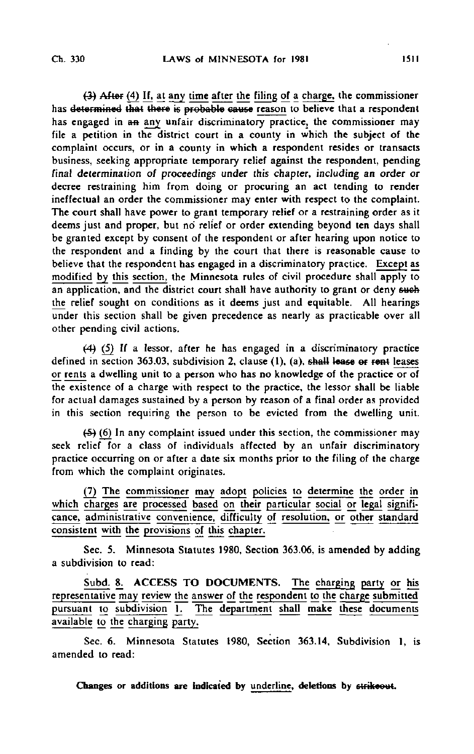(3) After (4) If, at any time after the filing of a charge, the commissioner has determined that there is probable cause reason to believe that a respondent has engaged in an any unfair discriminatory practice, the commissioner may file a petition in the district court in a county in which the subject of the complaint occurs, or in a county in which a respondent resides or transacts business, seeking appropriate temporary relief against the respondent, pending final determination of proceedings under this chapter, including an order or decree restraining him from doing or procuring an act tending to render ineffectual an order the commissioner may enter with respect to the complaint. The court shall have power to grant temporary relief or a restraining order as it deems just and proper, but no relief or order extending beyond ten days shall be granted except by consent of the respondent or after hearing upon notice to the respondent and a finding by the court that there is reasonable cause to believe that the respondent has engaged in a discriminatory practice. Except as modified by this section, the Minnesota rules of civil procedure shall apply to an application, and the district court shall have authority to grant or deny such the relief sought on conditions as it deems just and equitable. All hearings under this section shall be given precedence as nearly as practicable over all other pending civil actions.

(4) (5) If a lessor, after he has engaged in a discriminatory practice defined in section 363.03, subdivision 2, clause (1), (a), shall lease or rent leases or rents a dwelling unit to a person who has no knowledge of the practice or of the existence of a charge with respect to the practice, the lessor shall be liable for actual damages sustained by a person by reason of a final order as provided in this section requiring the person to be evicted from the dwelling unit.

(5) (6) In any complaint issued under this section, the commissioner may seek relief for a class of individuals affected by an unfair discriminatory practice occurring on or after a date six months prior to the filing of the charge from which the complaint originates.

(7) The commissioner may adopt policies to determine the order in which charges are processed based on their particular social or legal significance, administrative convenience, difficulty of resolution, or other standard consistent with the provisions of this chapter.

Sec. 5. Minnesota Statutes 1980, Section 363.06, is amended by adding a subdivision to read:

Subd. 8. ACCESS TO DOCUMENTS. The charging party or his representative may review the answer of the respondent to the charge submitted pursuant to subdivision 1. The department shall make these documents available to the charging party.

Sec. 6. Minnesota Statutes 1980, Section 363.14, Subdivision 1, is amended to read:

**Changes or additions are indicated by underline, deletions by strikeout.**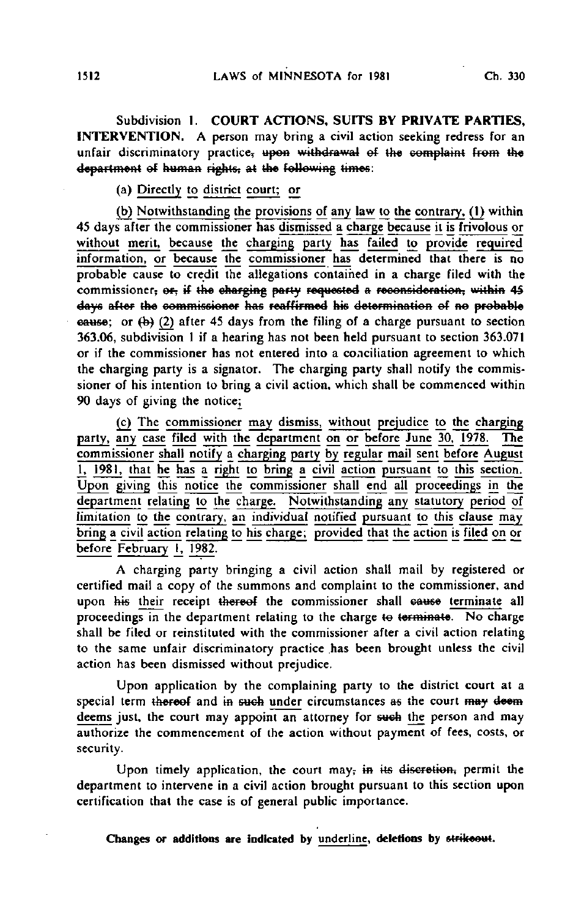Subdivision 1. **COURT ACTIONS, SUITS BY PRIVATE PARTIES, INTERVENTION.** A person may bring a civil action seeking redress for an unfair discriminatory practice~~, upon withdrawal of the complaint from the department of human rights, at the following times~~:

(a) <u>Directly to district court; or</u>

<u>(b) Notwithstanding the provisions of any law to the contrary, (1)</u> within 45 days after the commissioner has <u>dismissed a charge because it is frivolous or without merit, because the charging party has failed to provide required information, or because the commissioner has</u> determined that there is no probable cause to credit the allegations contained in a charge filed with the commissioner~~, or, if the charging party requested a reconsideration, within 45 days after the commissioner has reaffirmed his determination of no probable cause~~; or ~~(b)~~ <u>(2)</u> after 45 days from the filing of a charge pursuant to section 363.06, subdivision 1 if a hearing has not been held pursuant to section 363.071 or if the commissioner has not entered into a conciliation agreement to which the charging party is a signator. The charging party shall notify the commissioner of his intention to bring a civil action, which shall be commenced within 90 days of giving the notice<u>;</u>

<u>(c) The commissioner may dismiss, without prejudice to the charging party, any case filed with the department on or before June 30, 1978. The commissioner shall notify a charging party by regular mail sent before August 1, 1981, that he has a right to bring a civil action pursuant to this section. Upon giving this notice the commissioner shall end all proceedings in the department relating to the charge. Notwithstanding any statutory period of limitation to the contrary, an individual notified pursuant to this clause may bring a civil action relating to his charge; provided that the action is filed on or before February 1, 1982.</u>

A charging party bringing a civil action shall mail by registered or certified mail a copy of the summons and complaint to the commissioner, and upon ~~his~~ <u>their</u> receipt ~~thereof~~ the commissioner shall ~~cause~~ <u>terminate</u> all proceedings in the department relating to the charge ~~to terminate~~. No charge shall be filed or reinstituted with the commissioner after a civil action relating to the same unfair discriminatory practice has been brought unless the civil action has been dismissed without prejudice.

Upon application by the complaining party to the district court at a special term ~~thereof~~ and ~~in such~~ <u>under</u> circumstances ~~as~~ the court ~~may deem~~ <u>deems</u> just, the court may appoint an attorney for ~~such~~ <u>the</u> person and may authorize the commencement of the action without payment of fees, costs, or security.

Upon timely application, the court may~~, in its discretion,~~ permit the department to intervene in a civil action brought pursuant to this section upon certification that the case is of general public importance.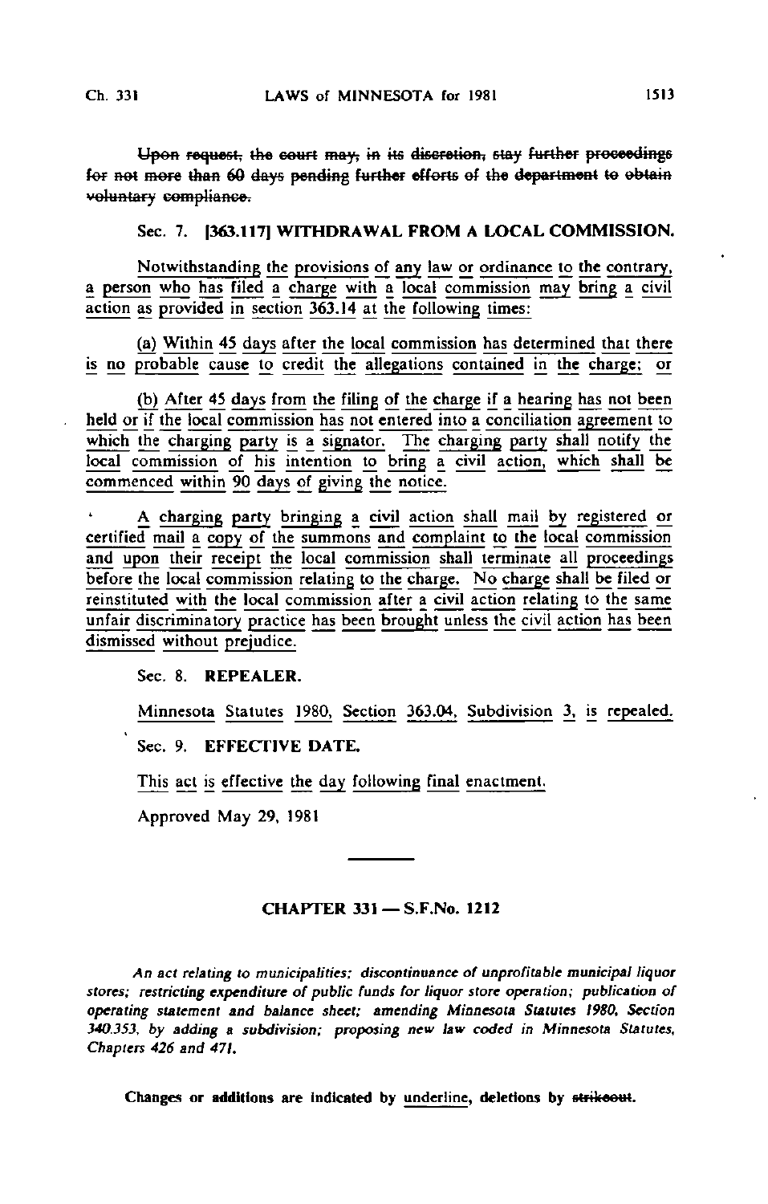~~Upon request, the court may, in its discretion, stay further proceedings for not more than 60 days pending further efforts of the department to obtain voluntary compliance.~~

Sec. 7. [363.117] WITHDRAWAL FROM A LOCAL COMMISSION.

Notwithstanding the provisions of any law or ordinance to the contrary, a person who has filed a charge with a local commission may bring a civil action as provided in section 363.14 at the following times:

(a) Within 45 days after the local commission has determined that there is no probable cause to credit the allegations contained in the charge; or

(b) After 45 days from the filing of the charge if a hearing has not been held or if the local commission has not entered into a conciliation agreement to which the charging party is a signator. The charging party shall notify the local commission of his intention to bring a civil action, which shall be commenced within 90 days of giving the notice.

A charging party bringing a civil action shall mail by registered or certified mail a copy of the summons and complaint to the local commission and upon their receipt the local commission shall terminate all proceedings before the local commission relating to the charge. No charge shall be filed or reinstituted with the local commission after a civil action relating to the same unfair discriminatory practice has been brought unless the civil action has been dismissed without prejudice.

Sec. 8. **REPEALER.**

Minnesota Statutes 1980, Section 363.04, Subdivision 3, is repealed.

Sec. 9. **EFFECTIVE DATE.**

This act is effective the day following final enactment.

Approved May 29, 1981

## CHAPTER 331 — S.F.No. 1212

*An act relating to municipalities; discontinuance of unprofitable municipal liquor stores; restricting expenditure of public funds for liquor store operation; publication of operating statement and balance sheet; amending Minnesota Statutes 1980, Section 340.353, by adding a subdivision; proposing new law coded in Minnesota Statutes, Chapters 426 and 471.*

**Changes or additions are indicated by underline, deletions by ~~strikeout~~.**